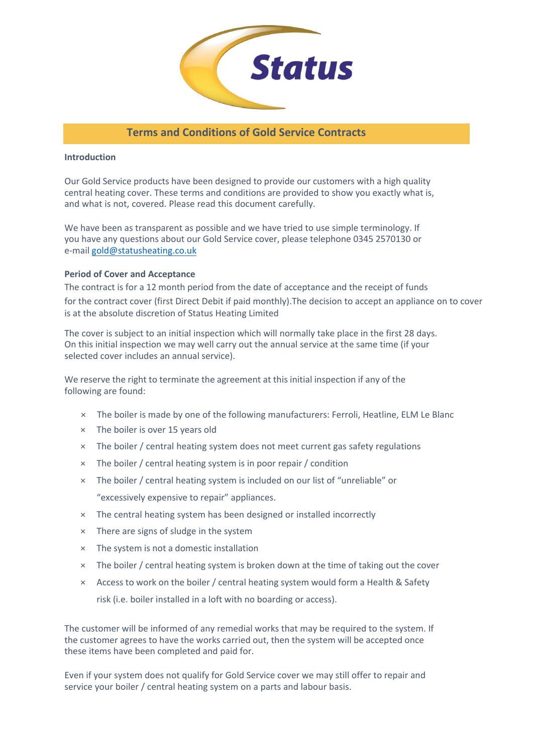Status

# Terms and Conditions of Gold Service Contracts

**Introduction**

Our Gold Service products have been designed to provide our customers with a high quality central heating cover. These terms and conditions are provided to show you exactly what is, and what is not, covered. Please read this document carefully.

We have been as transparent as possible and we have tried to use simple terminology. If you have any questions about our Gold Service cover, please telephone 0345 2570130 or e-mail gold@statusheating.co.uk

**Period of Cover and Acceptance**

The contract is for a 12 month period from the date of acceptance and the receipt of funds for the contract cover (first Direct Debit if paid monthly).The decision to accept an appliance on to cover is at the absolute discretion of Status Heating Limited

The cover is subject to an initial inspection which will normally take place in the first 28 days. On this initial inspection we may well carry out the annual service at the same time (if your selected cover includes an annual service).

We reserve the right to terminate the agreement at this initial inspection if any of the following are found:

- × The boiler is made by one of the following manufacturers: Ferroli, Heatline, ELM Le Blanc
- × The boiler is over 15 years old
- × The boiler / central heating system does not meet current gas safety regulations
- × The boiler / central heating system is in poor repair / condition
- × The boiler / central heating system is included on our list of "unreliable" or "excessively expensive to repair" appliances.
- × The central heating system has been designed or installed incorrectly
- × There are signs of sludge in the system
- × The system is not a domestic installation
- × The boiler / central heating system is broken down at the time of taking out the cover
- × Access to work on the boiler / central heating system would form a Health & Safety risk (i.e. boiler installed in a loft with no boarding or access).

The customer will be informed of any remedial works that may be required to the system. If the customer agrees to have the works carried out, then the system will be accepted once these items have been completed and paid for.

Even if your system does not qualify for Gold Service cover we may still offer to repair and service your boiler / central heating system on a parts and labour basis.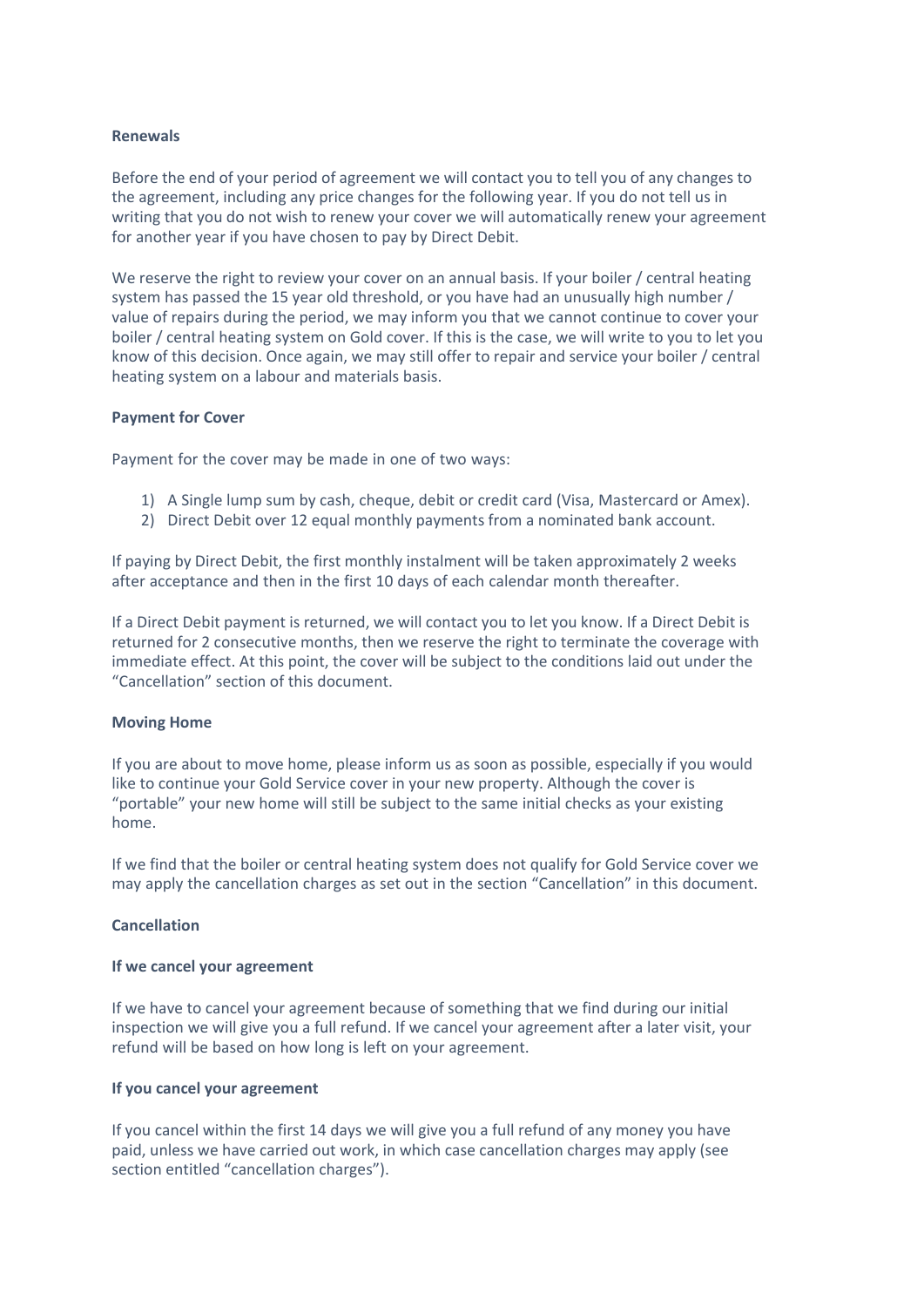**Renewals**

Before the end of your period of agreement we will contact you to tell you of any changes to the agreement, including any price changes for the following year. If you do not tell us in writing that you do not wish to renew your cover we will automatically renew your agreement for another year if you have chosen to pay by Direct Debit.

We reserve the right to review your cover on an annual basis. If your boiler / central heating system has passed the 15 year old threshold, or you have had an unusually high number / value of repairs during the period, we may inform you that we cannot continue to cover your boiler / central heating system on Gold cover. If this is the case, we will write to you to let you know of this decision. Once again, we may still offer to repair and service your boiler / central heating system on a labour and materials basis.

**Payment for Cover**

Payment for the cover may be made in one of two ways:

1) A Single lump sum by cash, cheque, debit or credit card (Visa, Mastercard or Amex).
2) Direct Debit over 12 equal monthly payments from a nominated bank account.

If paying by Direct Debit, the first monthly instalment will be taken approximately 2 weeks after acceptance and then in the first 10 days of each calendar month thereafter.

If a Direct Debit payment is returned, we will contact you to let you know. If a Direct Debit is returned for 2 consecutive months, then we reserve the right to terminate the coverage with immediate effect. At this point, the cover will be subject to the conditions laid out under the "Cancellation" section of this document.

**Moving Home**

If you are about to move home, please inform us as soon as possible, especially if you would like to continue your Gold Service cover in your new property. Although the cover is "portable" your new home will still be subject to the same initial checks as your existing home.

If we find that the boiler or central heating system does not qualify for Gold Service cover we may apply the cancellation charges as set out in the section "Cancellation" in this document.

**Cancellation**

**If we cancel your agreement**

If we have to cancel your agreement because of something that we find during our initial inspection we will give you a full refund. If we cancel your agreement after a later visit, your refund will be based on how long is left on your agreement.

**If you cancel your agreement**

If you cancel within the first 14 days we will give you a full refund of any money you have paid, unless we have carried out work, in which case cancellation charges may apply (see section entitled "cancellation charges").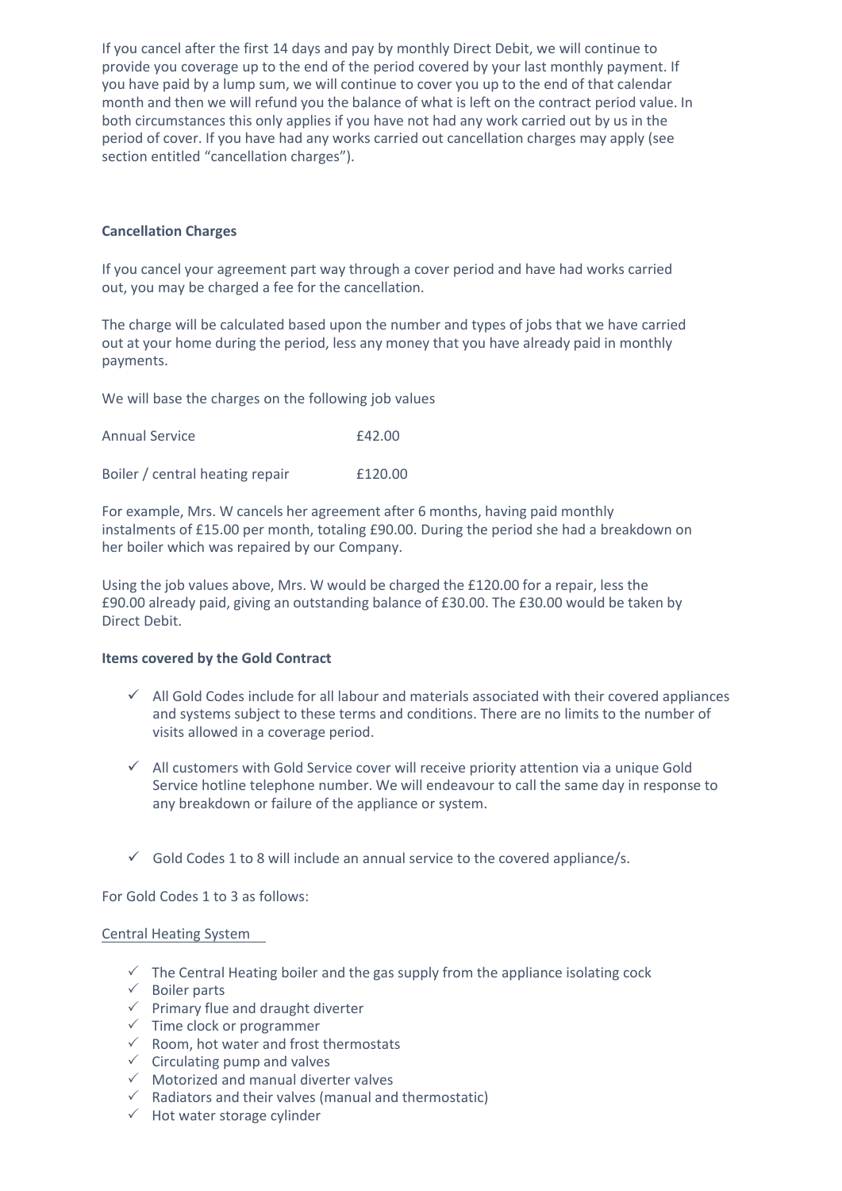If you cancel after the first 14 days and pay by monthly Direct Debit, we will continue to provide you coverage up to the end of the period covered by your last monthly payment. If you have paid by a lump sum, we will continue to cover you up to the end of that calendar month and then we will refund you the balance of what is left on the contract period value. In both circumstances this only applies if you have not had any work carried out by us in the period of cover. If you have had any works carried out cancellation charges may apply (see section entitled "cancellation charges").

**Cancellation Charges**

If you cancel your agreement part way through a cover period and have had works carried out, you may be charged a fee for the cancellation.

The charge will be calculated based upon the number and types of jobs that we have carried out at your home during the period, less any money that you have already paid in monthly payments.

We will base the charges on the following job values

| | |
|---|---|
| Annual Service | £42.00 |
| Boiler / central heating repair | £120.00 |

For example, Mrs. W cancels her agreement after 6 months, having paid monthly instalments of £15.00 per month, totaling £90.00. During the period she had a breakdown on her boiler which was repaired by our Company.

Using the job values above, Mrs. W would be charged the £120.00 for a repair, less the £90.00 already paid, giving an outstanding balance of £30.00. The £30.00 would be taken by Direct Debit.

**Items covered by the Gold Contract**

- ✓ All Gold Codes include for all labour and materials associated with their covered appliances and systems subject to these terms and conditions. There are no limits to the number of visits allowed in a coverage period.
- ✓ All customers with Gold Service cover will receive priority attention via a unique Gold Service hotline telephone number. We will endeavour to call the same day in response to any breakdown or failure of the appliance or system.
- ✓ Gold Codes 1 to 8 will include an annual service to the covered appliance/s.

For Gold Codes 1 to 3 as follows:

<u>Central Heating System</u>

- ✓ The Central Heating boiler and the gas supply from the appliance isolating cock
- ✓ Boiler parts
- ✓ Primary flue and draught diverter
- ✓ Time clock or programmer
- ✓ Room, hot water and frost thermostats
- ✓ Circulating pump and valves
- ✓ Motorized and manual diverter valves
- ✓ Radiators and their valves (manual and thermostatic)
- ✓ Hot water storage cylinder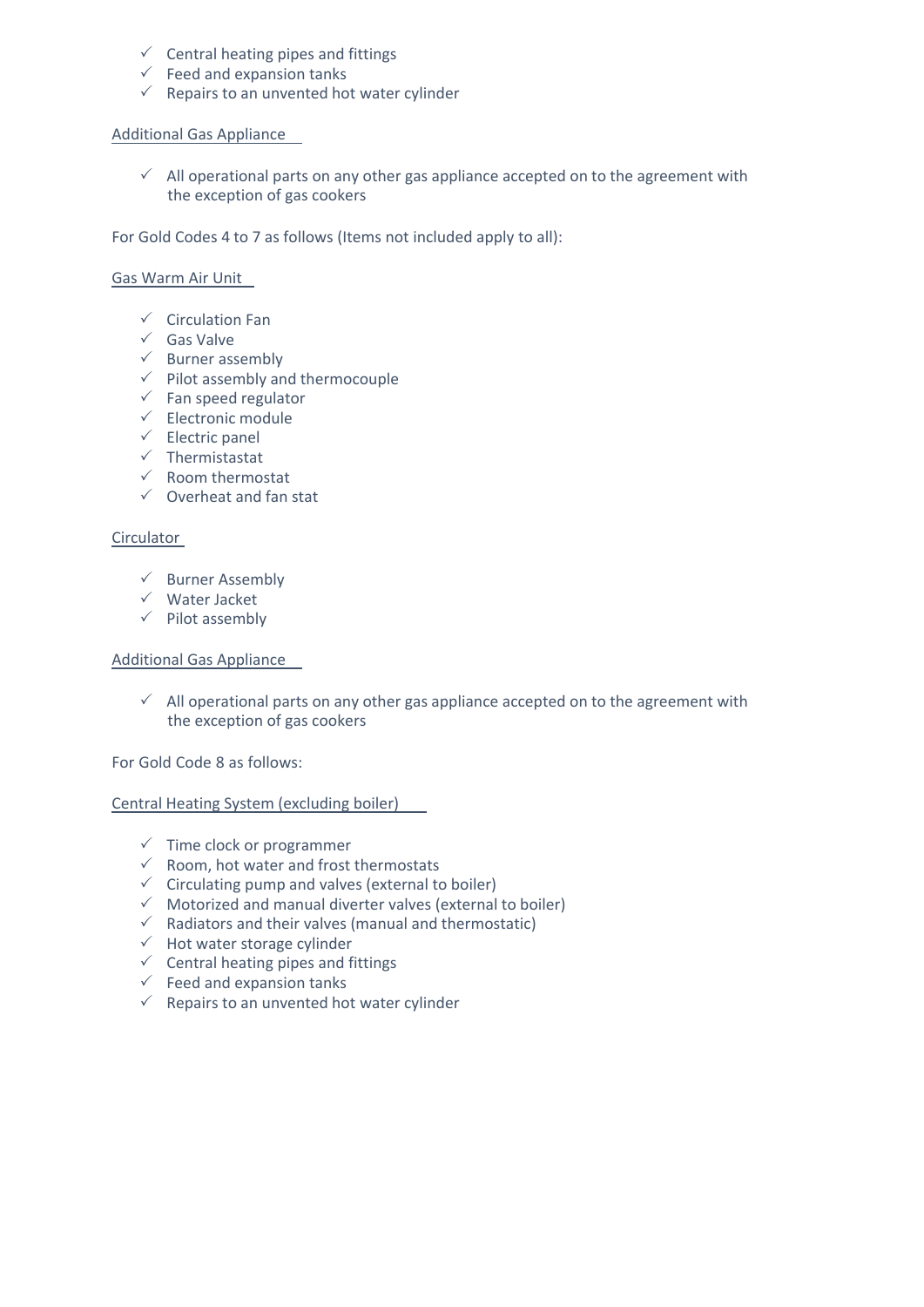- ✓ Central heating pipes and fittings
- ✓ Feed and expansion tanks
- ✓ Repairs to an unvented hot water cylinder

<u>Additional Gas Appliance</u>

- ✓ All operational parts on any other gas appliance accepted on to the agreement with the exception of gas cookers

For Gold Codes 4 to 7 as follows (Items not included apply to all):

<u>Gas Warm Air Unit</u>

- ✓ Circulation Fan
- ✓ Gas Valve
- ✓ Burner assembly
- ✓ Pilot assembly and thermocouple
- ✓ Fan speed regulator
- ✓ Electronic module
- ✓ Electric panel
- ✓ Thermistastat
- ✓ Room thermostat
- ✓ Overheat and fan stat

<u>Circulator</u>

- ✓ Burner Assembly
- ✓ Water Jacket
- ✓ Pilot assembly

<u>Additional Gas Appliance</u>

- ✓ All operational parts on any other gas appliance accepted on to the agreement with the exception of gas cookers

For Gold Code 8 as follows:

<u>Central Heating System (excluding boiler)</u>

- ✓ Time clock or programmer
- ✓ Room, hot water and frost thermostats
- ✓ Circulating pump and valves (external to boiler)
- ✓ Motorized and manual diverter valves (external to boiler)
- ✓ Radiators and their valves (manual and thermostatic)
- ✓ Hot water storage cylinder
- ✓ Central heating pipes and fittings
- ✓ Feed and expansion tanks
- ✓ Repairs to an unvented hot water cylinder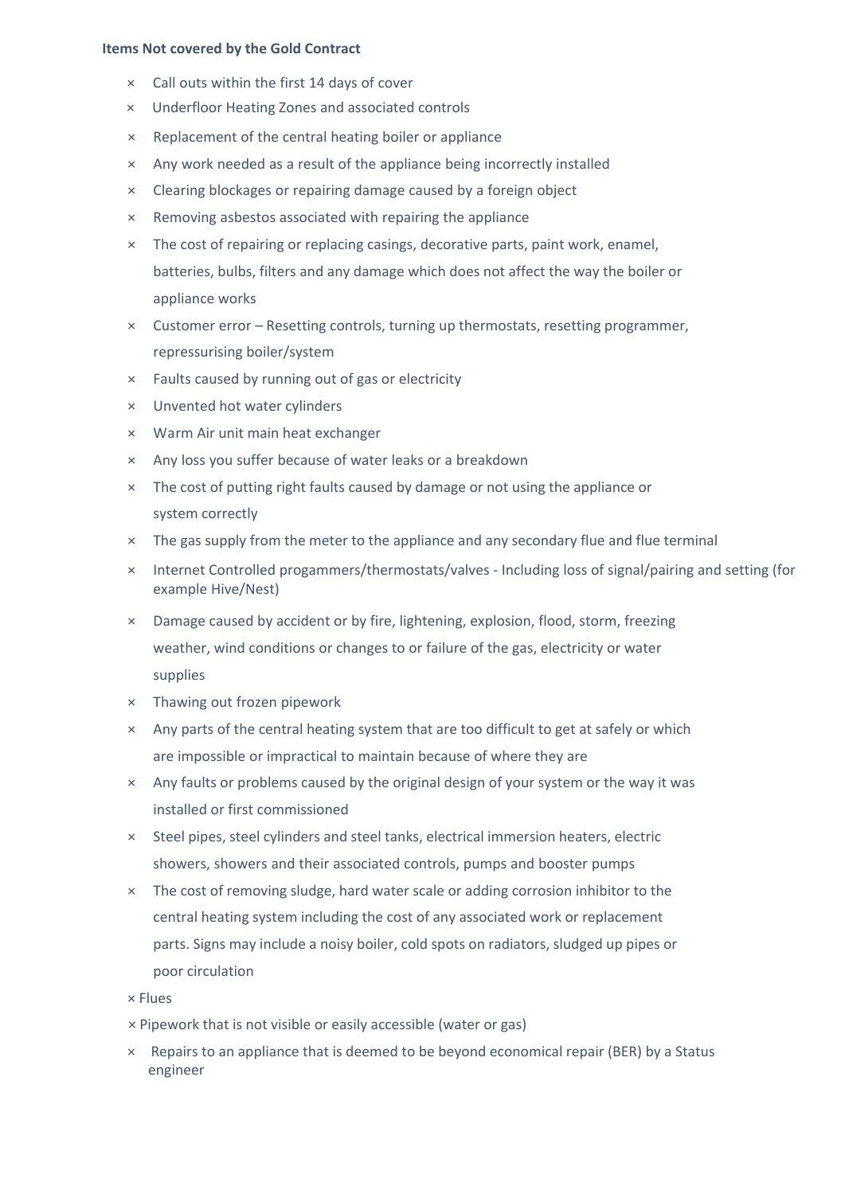**Items Not covered by the Gold Contract**

- × Call outs within the first 14 days of cover
- × Underfloor Heating Zones and associated controls
- × Replacement of the central heating boiler or appliance
- × Any work needed as a result of the appliance being incorrectly installed
- × Clearing blockages or repairing damage caused by a foreign object
- × Removing asbestos associated with repairing the appliance
- × The cost of repairing or replacing casings, decorative parts, paint work, enamel, batteries, bulbs, filters and any damage which does not affect the way the boiler or appliance works
- × Customer error – Resetting controls, turning up thermostats, resetting programmer, repressurising boiler/system
- × Faults caused by running out of gas or electricity
- × Unvented hot water cylinders
- × Warm Air unit main heat exchanger
- × Any loss you suffer because of water leaks or a breakdown
- × The cost of putting right faults caused by damage or not using the appliance or system correctly
- × The gas supply from the meter to the appliance and any secondary flue and flue terminal
- × Internet Controlled progammers/thermostats/valves - Including loss of signal/pairing and setting (for example Hive/Nest)
- × Damage caused by accident or by fire, lightening, explosion, flood, storm, freezing weather, wind conditions or changes to or failure of the gas, electricity or water supplies
- × Thawing out frozen pipework
- × Any parts of the central heating system that are too difficult to get at safely or which are impossible or impractical to maintain because of where they are
- × Any faults or problems caused by the original design of your system or the way it was installed or first commissioned
- × Steel pipes, steel cylinders and steel tanks, electrical immersion heaters, electric showers, showers and their associated controls, pumps and booster pumps
- × The cost of removing sludge, hard water scale or adding corrosion inhibitor to the central heating system including the cost of any associated work or replacement parts. Signs may include a noisy boiler, cold spots on radiators, sludged up pipes or poor circulation
- × Flues
- × Pipework that is not visible or easily accessible (water or gas)
- × Repairs to an appliance that is deemed to be beyond economical repair (BER) by a Status engineer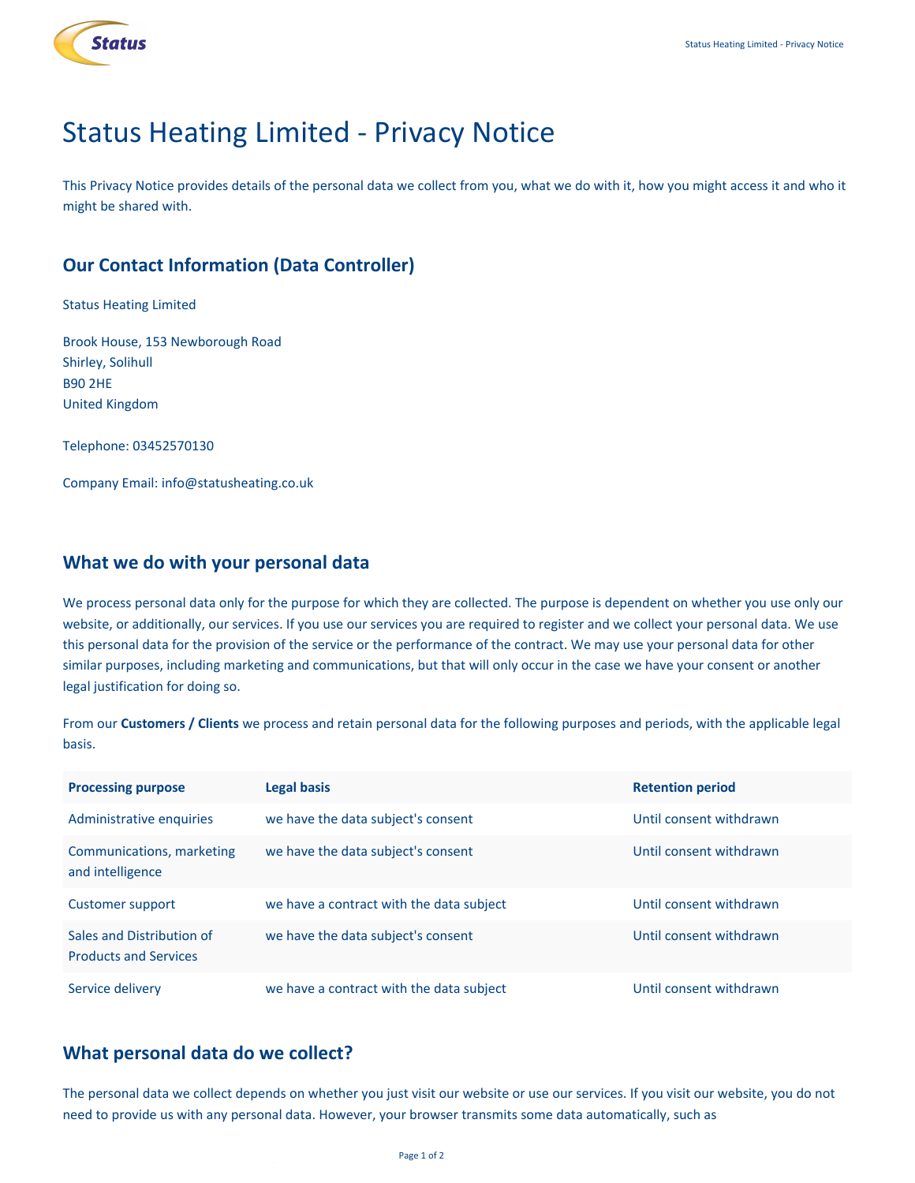# Status Heating Limited - Privacy Notice

This Privacy Notice provides details of the personal data we collect from you, what we do with it, how you might access it and who it might be shared with.

## Our Contact Information (Data Controller)

Status Heating Limited

Brook House, 153 Newborough Road
Shirley, Solihull
B90 2HE
United Kingdom

Telephone: 03452570130

Company Email: info@statusheating.co.uk

## What we do with your personal data

We process personal data only for the purpose for which they are collected. The purpose is dependent on whether you use only our website, or additionally, our services. If you use our services you are required to register and we collect your personal data. We use this personal data for the provision of the service or the performance of the contract. We may use your personal data for other similar purposes, including marketing and communications, but that will only occur in the case we have your consent or another legal justification for doing so.

From our **Customers / Clients** we process and retain personal data for the following purposes and periods, with the applicable legal basis.

| Processing purpose | Legal basis | Retention period |
|---|---|---|
| Administrative enquiries | we have the data subject's consent | Until consent withdrawn |
| Communications, marketing and intelligence | we have the data subject's consent | Until consent withdrawn |
| Customer support | we have a contract with the data subject | Until consent withdrawn |
| Sales and Distribution of Products and Services | we have the data subject's consent | Until consent withdrawn |
| Service delivery | we have a contract with the data subject | Until consent withdrawn |

## What personal data do we collect?

The personal data we collect depends on whether you just visit our website or use our services. If you visit our website, you do not need to provide us with any personal data. However, your browser transmits some data automatically, such as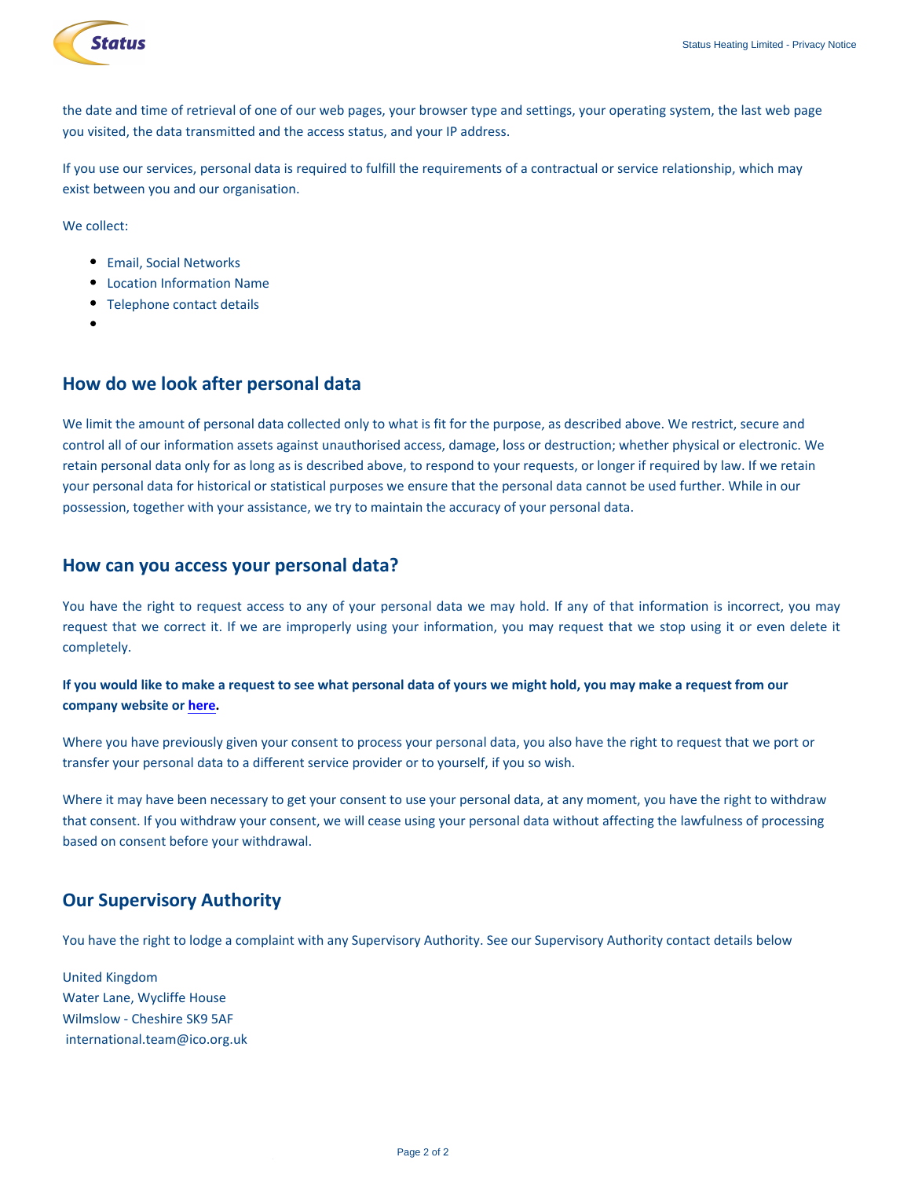the date and time of retrieval of one of our web pages, your browser type and settings, your operating system, the last web page you visited, the data transmitted and the access status, and your IP address.

If you use our services, personal data is required to fulfill the requirements of a contractual or service relationship, which may exist between you and our organisation.

We collect:

- Email, Social Networks
- Location Information Name
- Telephone contact details
- 

## How do we look after personal data

We limit the amount of personal data collected only to what is fit for the purpose, as described above. We restrict, secure and control all of our information assets against unauthorised access, damage, loss or destruction; whether physical or electronic. We retain personal data only for as long as is described above, to respond to your requests, or longer if required by law. If we retain your personal data for historical or statistical purposes we ensure that the personal data cannot be used further. While in our possession, together with your assistance, we try to maintain the accuracy of your personal data.

## How can you access your personal data?

You have the right to request access to any of your personal data we may hold. If any of that information is incorrect, you may request that we correct it. If we are improperly using your information, you may request that we stop using it or even delete it completely.

**If you would like to make a request to see what personal data of yours we might hold, you may make a request from our company website or here.**

Where you have previously given your consent to process your personal data, you also have the right to request that we port or transfer your personal data to a different service provider or to yourself, if you so wish.

Where it may have been necessary to get your consent to use your personal data, at any moment, you have the right to withdraw that consent. If you withdraw your consent, we will cease using your personal data without affecting the lawfulness of processing based on consent before your withdrawal.

## Our Supervisory Authority

You have the right to lodge a complaint with any Supervisory Authority. See our Supervisory Authority contact details below

United Kingdom
Water Lane, Wycliffe House
Wilmslow - Cheshire SK9 5AF
international.team@ico.org.uk